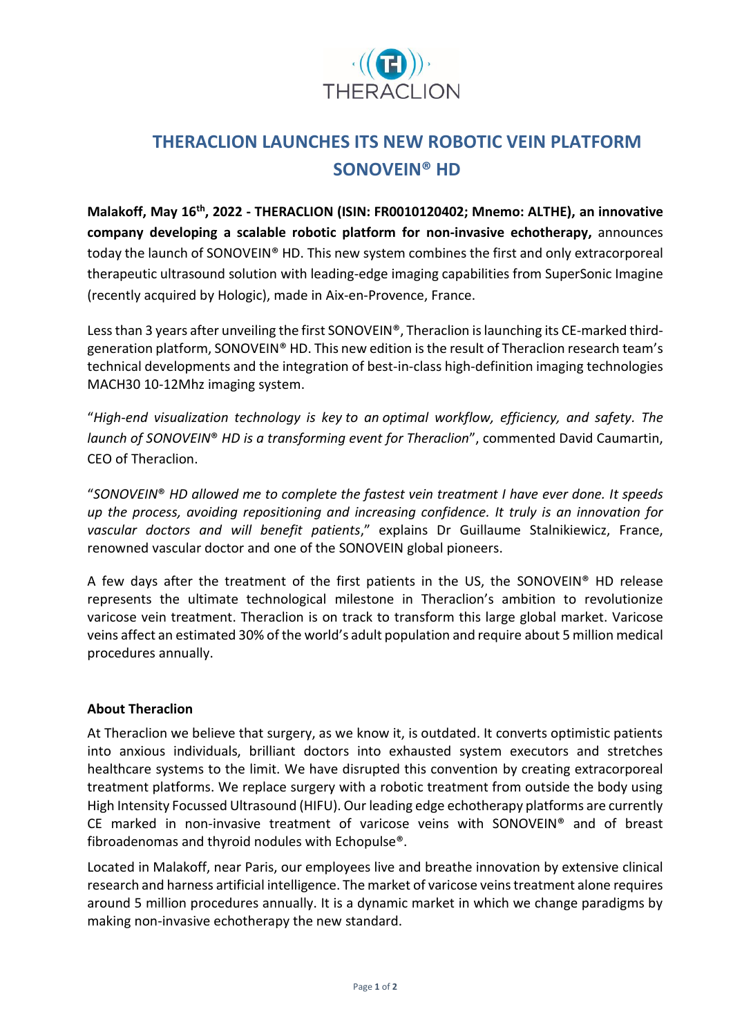# THERACLION LAUNCHES ITS NEW ROBOTIC VEIN PLATFORM SONOVEIN® HD

**Malakoff, May 16th, 2022 - THERACLION (ISIN: FR0010120402; Mnemo: ALTHE), an innovative company developing a scalable robotic platform for non-invasive echotherapy,** announces today the launch of SONOVEIN® HD. This new system combines the first and only extracorporeal therapeutic ultrasound solution with leading-edge imaging capabilities from SuperSonic Imagine (recently acquired by Hologic), made in Aix-en-Provence, France.

Less than 3 years after unveiling the first SONOVEIN®, Theraclion is launching its CE-marked third-generation platform, SONOVEIN® HD. This new edition is the result of Theraclion research team's technical developments and the integration of best-in-class high-definition imaging technologies MACH30 10-12Mhz imaging system.

"*High-end visualization technology is key to an optimal workflow, efficiency, and safety. The launch of SONOVEIN® HD is a transforming event for Theraclion*", commented David Caumartin, CEO of Theraclion.

"*SONOVEIN® HD allowed me to complete the fastest vein treatment I have ever done. It speeds up the process, avoiding repositioning and increasing confidence. It truly is an innovation for vascular doctors and will benefit patients*," explains Dr Guillaume Stalnikiewicz, France, renowned vascular doctor and one of the SONOVEIN global pioneers.

A few days after the treatment of the first patients in the US, the SONOVEIN® HD release represents the ultimate technological milestone in Theraclion's ambition to revolutionize varicose vein treatment. Theraclion is on track to transform this large global market. Varicose veins affect an estimated 30% of the world's adult population and require about 5 million medical procedures annually.

**About Theraclion**

At Theraclion we believe that surgery, as we know it, is outdated. It converts optimistic patients into anxious individuals, brilliant doctors into exhausted system executors and stretches healthcare systems to the limit. We have disrupted this convention by creating extracorporeal treatment platforms. We replace surgery with a robotic treatment from outside the body using High Intensity Focussed Ultrasound (HIFU). Our leading edge echotherapy platforms are currently CE marked in non-invasive treatment of varicose veins with SONOVEIN® and of breast fibroadenomas and thyroid nodules with Echopulse®.

Located in Malakoff, near Paris, our employees live and breathe innovation by extensive clinical research and harness artificial intelligence. The market of varicose veins treatment alone requires around 5 million procedures annually. It is a dynamic market in which we change paradigms by making non-invasive echotherapy the new standard.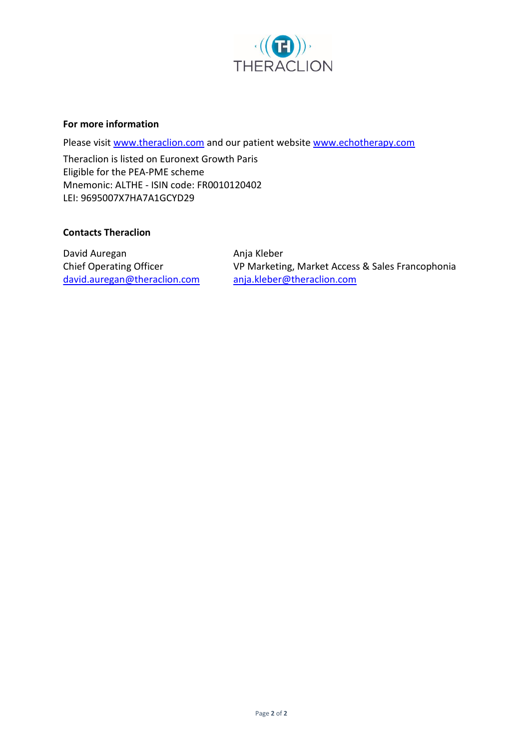**For more information**

Please visit www.theraclion.com and our patient website www.echotherapy.com

Theraclion is listed on Euronext Growth Paris
Eligible for the PEA-PME scheme
Mnemonic: ALTHE - ISIN code: FR0010120402
LEI: 9695007X7HA7A1GCYD29

**Contacts Theraclion**

David Auregan
Chief Operating Officer
david.auregan@theraclion.com

Anja Kleber
VP Marketing, Market Access & Sales Francophonia
anja.kleber@theraclion.com